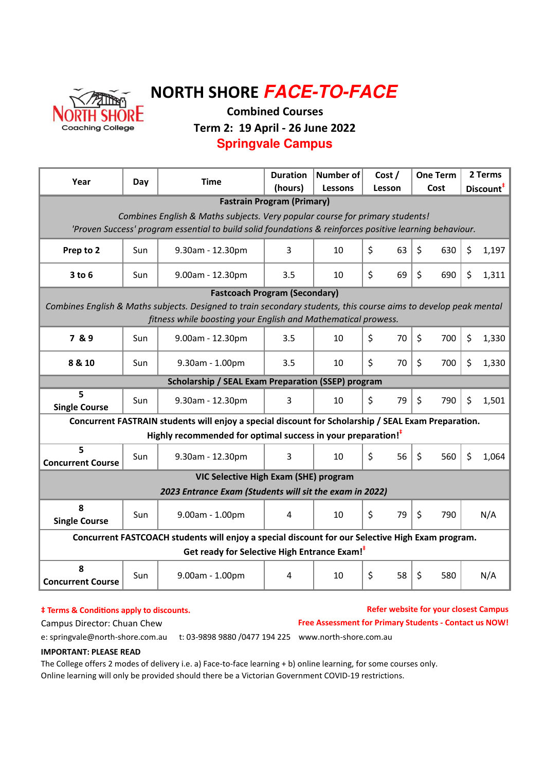NORTH SHORE Coaching College

# NORTH SHORE *FACE-TO-FACE*

## Combined Courses

## Term 2: 19 April - 26 June 2022

## Springvale Campus

| Year | Day | Time | Duration (hours) | Number of Lessons | Cost / Lesson | One Term Cost | 2 Terms Discount‡ |
|---|---|---|---|---|---|---|---|
| **Fastrain Program (Primary)** *Combines English & Maths subjects. Very popular course for primary students! 'Proven Success' program essential to build solid foundations & reinforces positive learning behaviour.* | | | | | | | |
| **Prep to 2** | Sun | 9.30am - 12.30pm | 3 | 10 | $ 63 | $ 630 | $ 1,197 |
| **3 to 6** | Sun | 9.00am - 12.30pm | 3.5 | 10 | $ 69 | $ 690 | $ 1,311 |
| **Fastcoach Program (Secondary)** *Combines English & Maths subjects. Designed to train secondary students, this course aims to develop peak mental fitness while boosting your English and Mathematical prowess.* | | | | | | | |
| **7 & 9** | Sun | 9.00am - 12.30pm | 3.5 | 10 | $ 70 | $ 700 | $ 1,330 |
| **8 & 10** | Sun | 9.30am - 1.00pm | 3.5 | 10 | $ 70 | $ 700 | $ 1,330 |
| **Scholarship / SEAL Exam Preparation (SSEP) program** | | | | | | | |
| **5 Single Course** | Sun | 9.30am - 12.30pm | 3 | 10 | $ 79 | $ 790 | $ 1,501 |
| **Concurrent FASTRAIN students will enjoy a special discount for Scholarship / SEAL Exam Preparation. Highly recommended for optimal success in your preparation!‡** | | | | | | | |
| **5 Concurrent Course** | Sun | 9.30am - 12.30pm | 3 | 10 | $ 56 | $ 560 | $ 1,064 |
| **VIC Selective High Exam (SHE) program** ***2023 Entrance Exam (Students will sit the exam in 2022)*** | | | | | | | |
| **8 Single Course** | Sun | 9.00am - 1.00pm | 4 | 10 | $ 79 | $ 790 | N/A |
| **Concurrent FASTCOACH students will enjoy a special discount for our Selective High Exam program. Get ready for Selective High Entrance Exam!‡** | | | | | | | |
| **8 Concurrent Course** | Sun | 9.00am - 1.00pm | 4 | 10 | $ 58 | $ 580 | N/A |

**‡ Terms & Conditions apply to discounts.**

**Refer website for your closest Campus**

**Free Assessment for Primary Students - Contact us NOW!**

Campus Director: Chuan Chew

e: springvale@north-shore.com.au t: 03-9898 9880 /0477 194 225 www.north-shore.com.au

**IMPORTANT: PLEASE READ**

The College offers 2 modes of delivery i.e. a) Face-to-face learning + b) online learning, for some courses only.
Online learning will only be provided should there be a Victorian Government COVID-19 restrictions.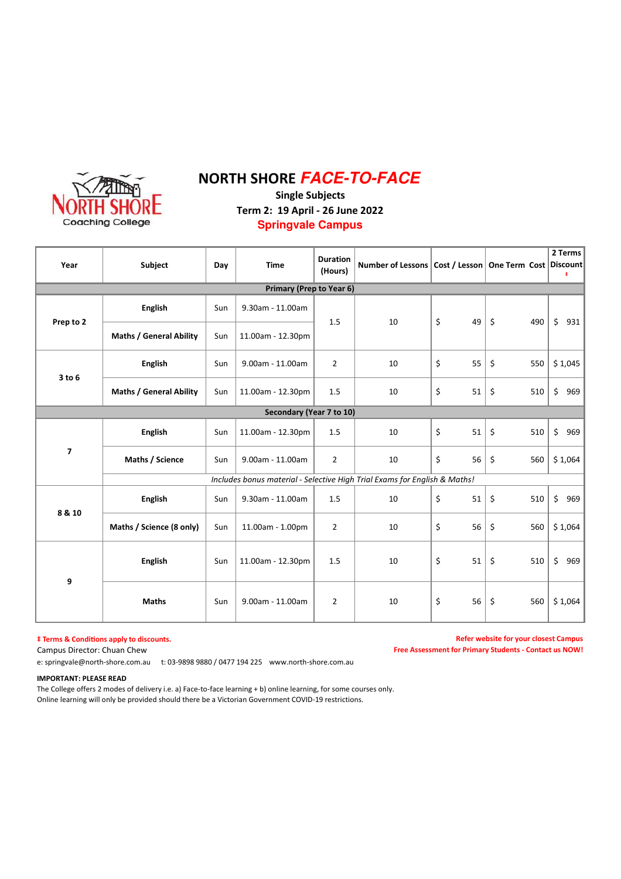# NORTH SHORE *FACE-TO-FACE*

**Single Subjects**

**Term 2: 19 April - 26 June 2022**

**Springvale Campus**

| Year | Subject | Day | Time | Duration (Hours) | Number of Lessons | Cost / Lesson | One Term Cost | 2 Terms Discount ‡ |
|---|---|---|---|---|---|---|---|---|
| **Primary (Prep to Year 6)** | | | | | | | | |
| Prep to 2 | English | Sun | 9.30am - 11.00am | 1.5 | 10 | $ 49 | $ 490 | $ 931 |
| | Maths / General Ability | Sun | 11.00am - 12.30pm | | | | | |
| 3 to 6 | English | Sun | 9.00am - 11.00am | 2 | 10 | $ 55 | $ 550 | $ 1,045 |
| | Maths / General Ability | Sun | 11.00am - 12.30pm | 1.5 | 10 | $ 51 | $ 510 | $ 969 |
| **Secondary (Year 7 to 10)** | | | | | | | | |
| 7 | English | Sun | 11.00am - 12.30pm | 1.5 | 10 | $ 51 | $ 510 | $ 969 |
| | Maths / Science | Sun | 9.00am - 11.00am | 2 | 10 | $ 56 | $ 560 | $ 1,064 |
| | *Includes bonus material - Selective High Trial Exams for English & Maths!* | | | | | | | |
| 8 & 10 | English | Sun | 9.30am - 11.00am | 1.5 | 10 | $ 51 | $ 510 | $ 969 |
| | Maths / Science (8 only) | Sun | 11.00am - 1.00pm | 2 | 10 | $ 56 | $ 560 | $ 1,064 |
| 9 | English | Sun | 11.00am - 12.30pm | 1.5 | 10 | $ 51 | $ 510 | $ 969 |
| | Maths | Sun | 9.00am - 11.00am | 2 | 10 | $ 56 | $ 560 | $ 1,064 |

**‡ Terms & Conditions apply to discounts.**

Campus Director: Chuan Chew

e: springvale@north-shore.com.au t: 03-9898 9880 / 0477 194 225 www.north-shore.com.au

**Refer website for your closest Campus**

**Free Assessment for Primary Students - Contact us NOW!**

**IMPORTANT: PLEASE READ**

The College offers 2 modes of delivery i.e. a) Face-to-face learning + b) online learning, for some courses only.
Online learning will only be provided should there be a Victorian Government COVID-19 restrictions.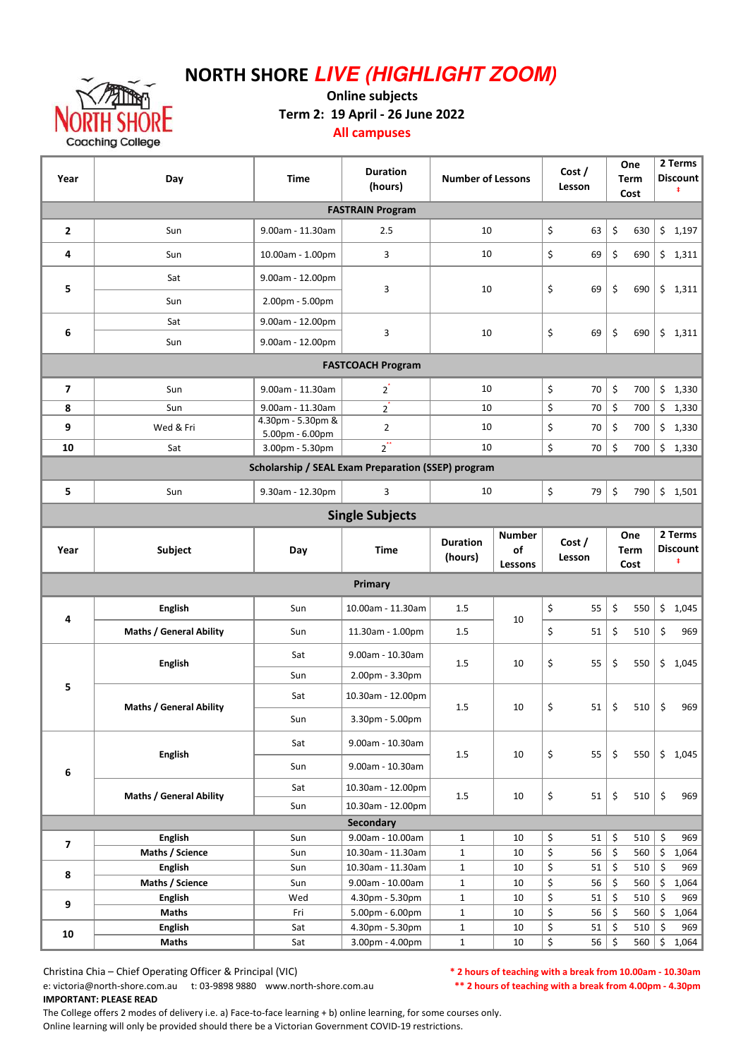# NORTH SHORE *LIVE (HIGHLIGHT ZOOM)*

**Online subjects**

**Term 2: 19 April - 26 June 2022**

**All campuses**

| Year | Day | Time | Duration (hours) | Number of Lessons | Cost / Lesson | One Term Cost | 2 Terms Discount ‡ |
|---|---|---|---|---|---|---|---|
| **FASTRAIN Program** | | | | | | | |
| 2 | Sun | 9.00am - 11.30am | 2.5 | 10 | $ 63 | $ 630 | $ 1,197 |
| 4 | Sun | 10.00am - 1.00pm | 3 | 10 | $ 69 | $ 690 | $ 1,311 |
| 5 | Sat | 9.00am - 12.00pm | 3 | 10 | $ 69 | $ 690 | $ 1,311 |
| | Sun | 2.00pm - 5.00pm | | | | | |
| 6 | Sat | 9.00am - 12.00pm | 3 | 10 | $ 69 | $ 690 | $ 1,311 |
| | Sun | 9.00am - 12.00pm | | | | | |
| **FASTCOACH Program** | | | | | | | |
| 7 | Sun | 9.00am - 11.30am | 2* | 10 | $ 70 | $ 700 | $ 1,330 |
| 8 | Sun | 9.00am - 11.30am | 2* | 10 | $ 70 | $ 700 | $ 1,330 |
| 9 | Wed & Fri | 4.30pm - 5.30pm & 5.00pm - 6.00pm | 2 | 10 | $ 70 | $ 700 | $ 1,330 |
| 10 | Sat | 3.00pm - 5.30pm | 2** | 10 | $ 70 | $ 700 | $ 1,330 |
| **Scholarship / SEAL Exam Preparation (SSEP) program** | | | | | | | |
| 5 | Sun | 9.30am - 12.30pm | 3 | 10 | $ 79 | $ 790 | $ 1,501 |

## Single Subjects

| Year | Subject | Day | Time | Duration (hours) | Number of Lessons | Cost / Lesson | One Term Cost | 2 Terms Discount ‡ |
|---|---|---|---|---|---|---|---|---|
| **Primary** | | | | | | | | |
| 4 | **English** | Sun | 10.00am - 11.30am | 1.5 | 10 | $ 55 | $ 550 | $ 1,045 |
| | **Maths / General Ability** | Sun | 11.30am - 1.00pm | 1.5 | | $ 51 | $ 510 | $ 969 |
| 5 | **English** | Sat | 9.00am - 10.30am | 1.5 | 10 | $ 55 | $ 550 | $ 1,045 |
| | | Sun | 2.00pm - 3.30pm | | | | | |
| | **Maths / General Ability** | Sat | 10.30am - 12.00pm | 1.5 | 10 | $ 51 | $ 510 | $ 969 |
| | | Sun | 3.30pm - 5.00pm | | | | | |
| 6 | **English** | Sat | 9.00am - 10.30am | 1.5 | 10 | $ 55 | $ 550 | $ 1,045 |
| | | Sun | 9.00am - 10.30am | | | | | |
| | **Maths / General Ability** | Sat | 10.30am - 12.00pm | 1.5 | 10 | $ 51 | $ 510 | $ 969 |
| | | Sun | 10.30am - 12.00pm | | | | | |
| **Secondary** | | | | | | | | |
| 7 | **English** | Sun | 9.00am - 10.00am | 1 | 10 | $ 51 | $ 510 | $ 969 |
| | **Maths / Science** | Sun | 10.30am - 11.30am | 1 | 10 | $ 56 | $ 560 | $ 1,064 |
| 8 | **English** | Sun | 10.30am - 11.30am | 1 | 10 | $ 51 | $ 510 | $ 969 |
| | **Maths / Science** | Sun | 9.00am - 10.00am | 1 | 10 | $ 56 | $ 560 | $ 1,064 |
| 9 | **English** | Wed | 4.30pm - 5.30pm | 1 | 10 | $ 51 | $ 510 | $ 969 |
| | **Maths** | Fri | 5.00pm - 6.00pm | 1 | 10 | $ 56 | $ 560 | $ 1,064 |
| 10 | **English** | Sat | 4.30pm - 5.30pm | 1 | 10 | $ 51 | $ 510 | $ 969 |
| | **Maths** | Sat | 3.00pm - 4.00pm | 1 | 10 | $ 56 | $ 560 | $ 1,064 |

Christina Chia – Chief Operating Officer & Principal (VIC)

e: victoria@north-shore.com.au t: 03-9898 9880 www.north-shore.com.au

\* 2 hours of teaching with a break from 10.00am - 10.30am

\** 2 hours of teaching with a break from 4.00pm - 4.30pm

**IMPORTANT: PLEASE READ**

The College offers 2 modes of delivery i.e. a) Face-to-face learning + b) online learning, for some courses only.
Online learning will only be provided should there be a Victorian Government COVID-19 restrictions.